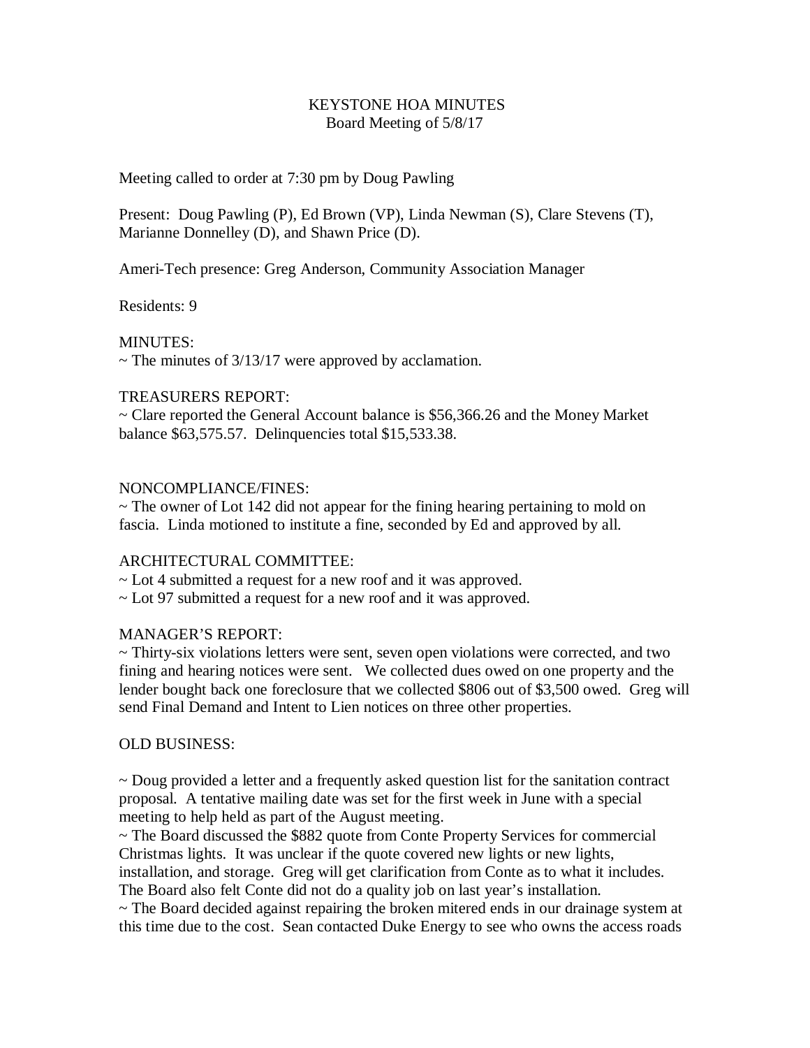# KEYSTONE HOA MINUTES
## Board Meeting of 5/8/17

Meeting called to order at 7:30 pm by Doug Pawling

Present: Doug Pawling (P), Ed Brown (VP), Linda Newman (S), Clare Stevens (T), Marianne Donnelley (D), and Shawn Price (D).

Ameri-Tech presence: Greg Anderson, Community Association Manager

Residents: 9

MINUTES:
~ The minutes of 3/13/17 were approved by acclamation.

TREASURERS REPORT:
~ Clare reported the General Account balance is $56,366.26 and the Money Market balance $63,575.57. Delinquencies total $15,533.38.

NONCOMPLIANCE/FINES:
~ The owner of Lot 142 did not appear for the fining hearing pertaining to mold on fascia. Linda motioned to institute a fine, seconded by Ed and approved by all.

ARCHITECTURAL COMMITTEE:
~ Lot 4 submitted a request for a new roof and it was approved.
~ Lot 97 submitted a request for a new roof and it was approved.

MANAGER'S REPORT:
~ Thirty-six violations letters were sent, seven open violations were corrected, and two fining and hearing notices were sent. We collected dues owed on one property and the lender bought back one foreclosure that we collected $806 out of $3,500 owed. Greg will send Final Demand and Intent to Lien notices on three other properties.

OLD BUSINESS:

~ Doug provided a letter and a frequently asked question list for the sanitation contract proposal. A tentative mailing date was set for the first week in June with a special meeting to help held as part of the August meeting.
~ The Board discussed the $882 quote from Conte Property Services for commercial Christmas lights. It was unclear if the quote covered new lights or new lights, installation, and storage. Greg will get clarification from Conte as to what it includes. The Board also felt Conte did not do a quality job on last year's installation.
~ The Board decided against repairing the broken mitered ends in our drainage system at this time due to the cost. Sean contacted Duke Energy to see who owns the access roads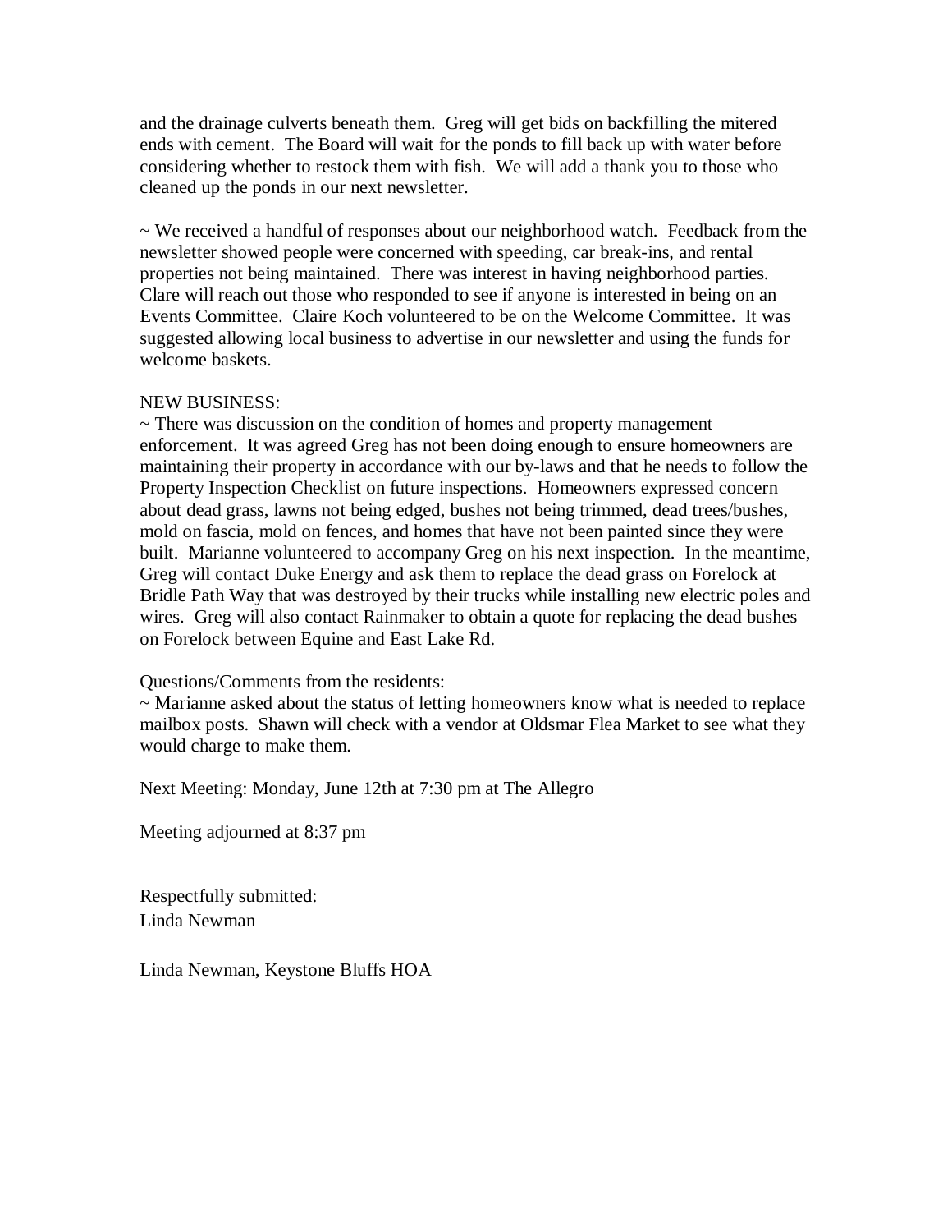and the drainage culverts beneath them. Greg will get bids on backfilling the mitered ends with cement. The Board will wait for the ponds to fill back up with water before considering whether to restock them with fish. We will add a thank you to those who cleaned up the ponds in our next newsletter.

~ We received a handful of responses about our neighborhood watch. Feedback from the newsletter showed people were concerned with speeding, car break-ins, and rental properties not being maintained. There was interest in having neighborhood parties. Clare will reach out those who responded to see if anyone is interested in being on an Events Committee. Claire Koch volunteered to be on the Welcome Committee. It was suggested allowing local business to advertise in our newsletter and using the funds for welcome baskets.

NEW BUSINESS:
~ There was discussion on the condition of homes and property management enforcement. It was agreed Greg has not been doing enough to ensure homeowners are maintaining their property in accordance with our by-laws and that he needs to follow the Property Inspection Checklist on future inspections. Homeowners expressed concern about dead grass, lawns not being edged, bushes not being trimmed, dead trees/bushes, mold on fascia, mold on fences, and homes that have not been painted since they were built. Marianne volunteered to accompany Greg on his next inspection. In the meantime, Greg will contact Duke Energy and ask them to replace the dead grass on Forelock at Bridle Path Way that was destroyed by their trucks while installing new electric poles and wires. Greg will also contact Rainmaker to obtain a quote for replacing the dead bushes on Forelock between Equine and East Lake Rd.

Questions/Comments from the residents:
~ Marianne asked about the status of letting homeowners know what is needed to replace mailbox posts. Shawn will check with a vendor at Oldsmar Flea Market to see what they would charge to make them.

Next Meeting: Monday, June 12th at 7:30 pm at The Allegro

Meeting adjourned at 8:37 pm

Respectfully submitted:
Linda Newman

Linda Newman, Keystone Bluffs HOA